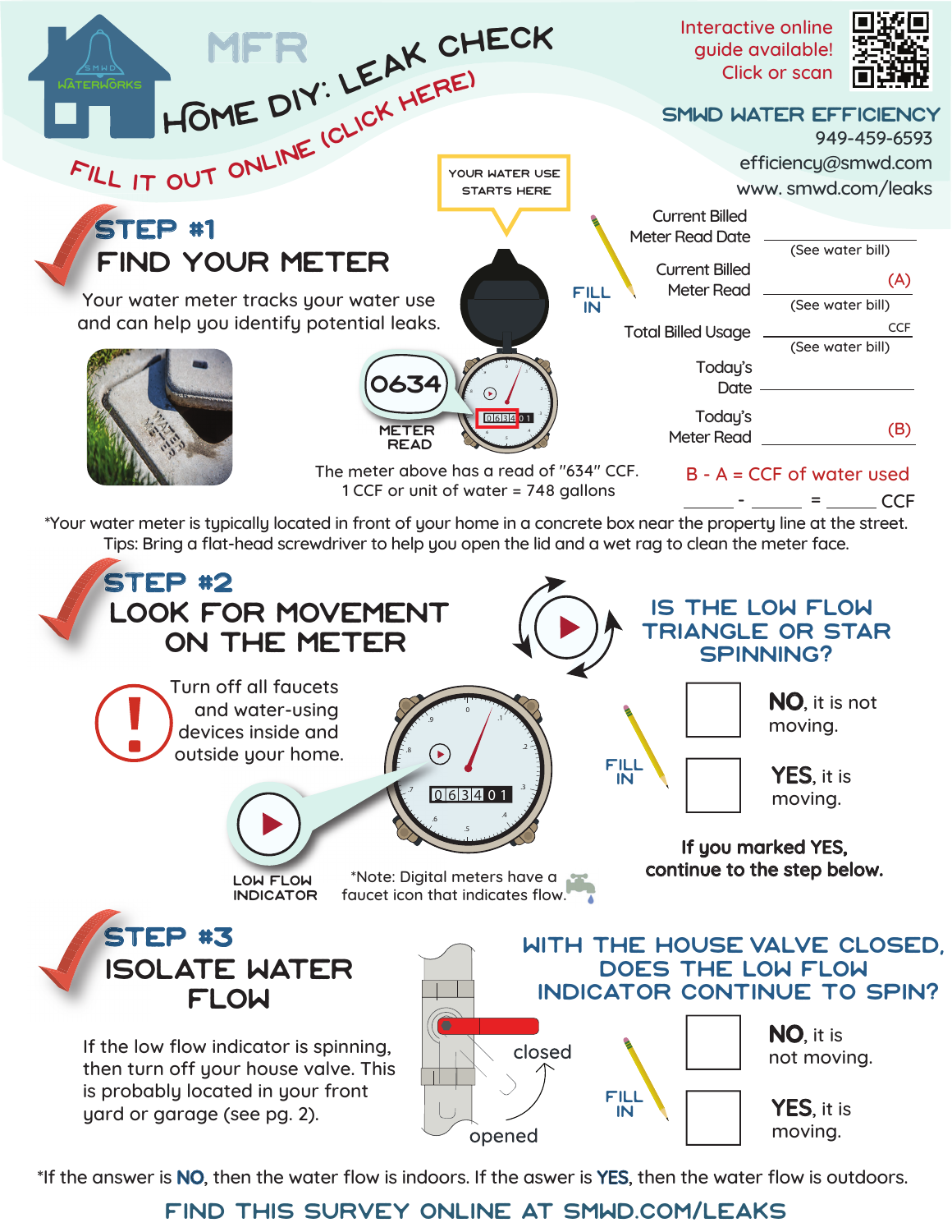# MFR HOME DIY: LEAK CHECK

FILL IT OUT ONLINE (CLICK HERE)

Interactive online guide available! Click or scan

**SMWD WATER EFFICIENCY**
949-459-6593
efficiency@smwd.com
www. smwd.com/leaks

## STEP #1 FIND YOUR METER

Your water meter tracks your water use and can help you identify potential leaks.

YOUR WATER USE STARTS HERE

0634 METER READ

The meter above has a read of "634" CCF.
1 CCF or unit of water = 748 gallons

FILL IN

| | |
|---|---|
| Current Billed Meter Read Date | _______ (See water bill) |
| Current Billed Meter Read | _______ (A) (See water bill) |
| Total Billed Usage | _______ CCF (See water bill) |
| Today's Date | _______ |
| Today's Meter Read | _______ (B) |

B - A = CCF of water used

_____ - _____ = _____ CCF

*Your water meter is typically located in front of your home in a concrete box near the property line at the street.
Tips: Bring a flat-head screwdriver to help you open the lid and a wet rag to clean the meter face.

## STEP #2 LOOK FOR MOVEMENT ON THE METER

Turn off all faucets and water-using devices inside and outside your home.

LOW FLOW INDICATOR

*Note: Digital meters have a faucet icon that indicates flow.

### IS THE LOW FLOW TRIANGLE OR STAR SPINNING?

FILL IN

- ☐ **NO**, it is not moving.
- ☐ **YES**, it is moving.

**If you marked YES, continue to the step below.**

## STEP #3 ISOLATE WATER FLOW

If the low flow indicator is spinning, then turn off your house valve. This is probably located in your front yard or garage (see pg. 2).

closed
opened

### WITH THE HOUSE VALVE CLOSED, DOES THE LOW FLOW INDICATOR CONTINUE TO SPIN?

FILL IN

- ☐ **NO**, it is not moving.
- ☐ **YES**, it is moving.

*If the answer is **NO**, then the water flow is indoors. If the aswer is **YES**, then the water flow is outdoors.

**FIND THIS SURVEY ONLINE AT SMWD.COM/LEAKS**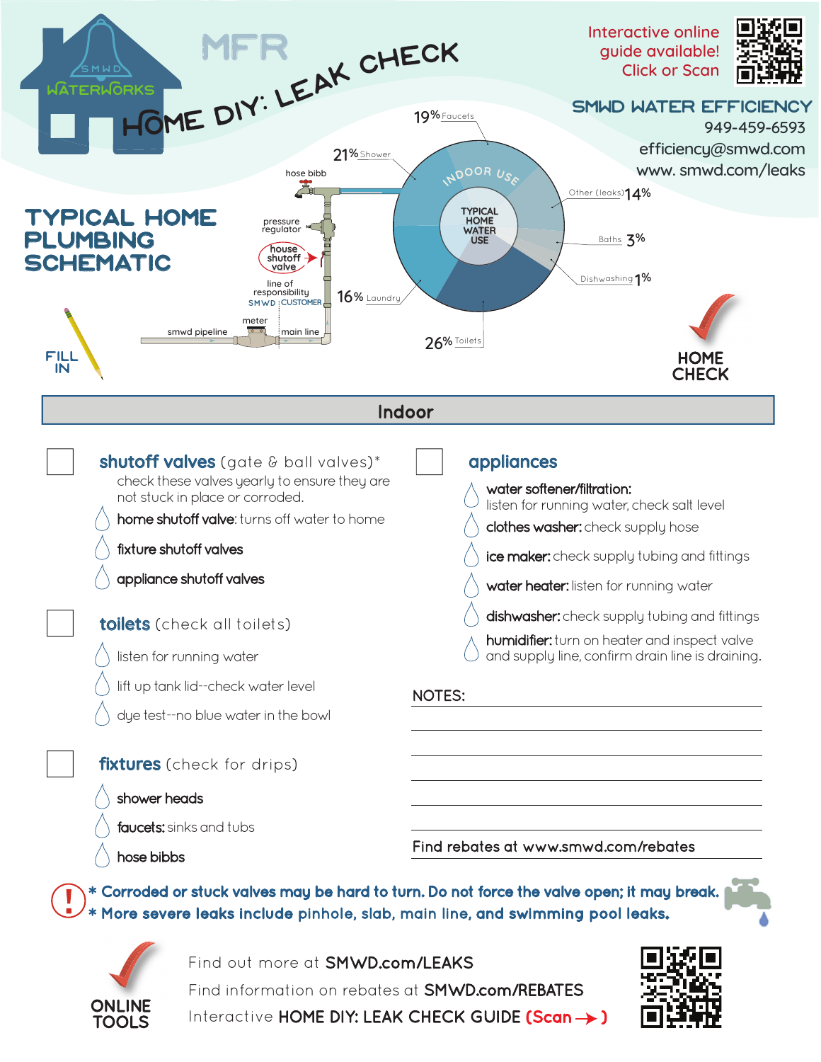SMWD WATERWORKS

MFR

# HOME DIY: LEAK CHECK

Interactive online guide available! Click or Scan

**SMWD WATER EFFICIENCY**
949-459-6593
efficiency@smwd.com
www. smwd.com/leaks

## TYPICAL HOME PLUMBING SCHEMATIC

hose bibb
pressure regulator
house shutoff valve
line of responsibility
SMWD | CUSTOMER
meter
smwd pipeline
main line

INDOOR USE
TYPICAL HOME WATER USE

19% Faucets
21% Shower
Other (leaks) 14%
Baths 3%
Dishwashing 1%
16% Laundry
26% Toilets

FILL IN

HOME CHECK

## Indoor

- [ ] **shutoff valves** (gate & ball valves)*
  check these valves yearly to ensure they are not stuck in place or corroded.
  - **home shutoff valve**: turns off water to home
  - **fixture shutoff valves**
  - **appliance shutoff valves**

- [ ] **toilets** (check all toilets)
  - listen for running water
  - lift up tank lid--check water level
  - dye test--no blue water in the bowl

- [ ] **fixtures** (check for drips)
  - **shower heads**
  - **faucets:** sinks and tubs
  - **hose bibbs**

- [ ] **appliances**
  - **water softener/filtration:** listen for running water, check salt level
  - **clothes washer:** check supply hose
  - **ice maker:** check supply tubing and fittings
  - **water heater:** listen for running water
  - **dishwasher:** check supply tubing and fittings
  - **humidifier:** turn on heater and inspect valve and supply line, confirm drain line is draining.

NOTES:

Find rebates at www.smwd.com/rebates

**\* Corroded or stuck valves may be hard to turn. Do not force the valve open; it may break.**
**\* More severe leaks include pinhole, slab, main line, and swimming pool leaks.**

**ONLINE TOOLS**

Find out more at **SMWD.com/LEAKS**
Find information on rebates at **SMWD.com/REBATES**
Interactive **HOME DIY: LEAK CHECK GUIDE (Scan → )**